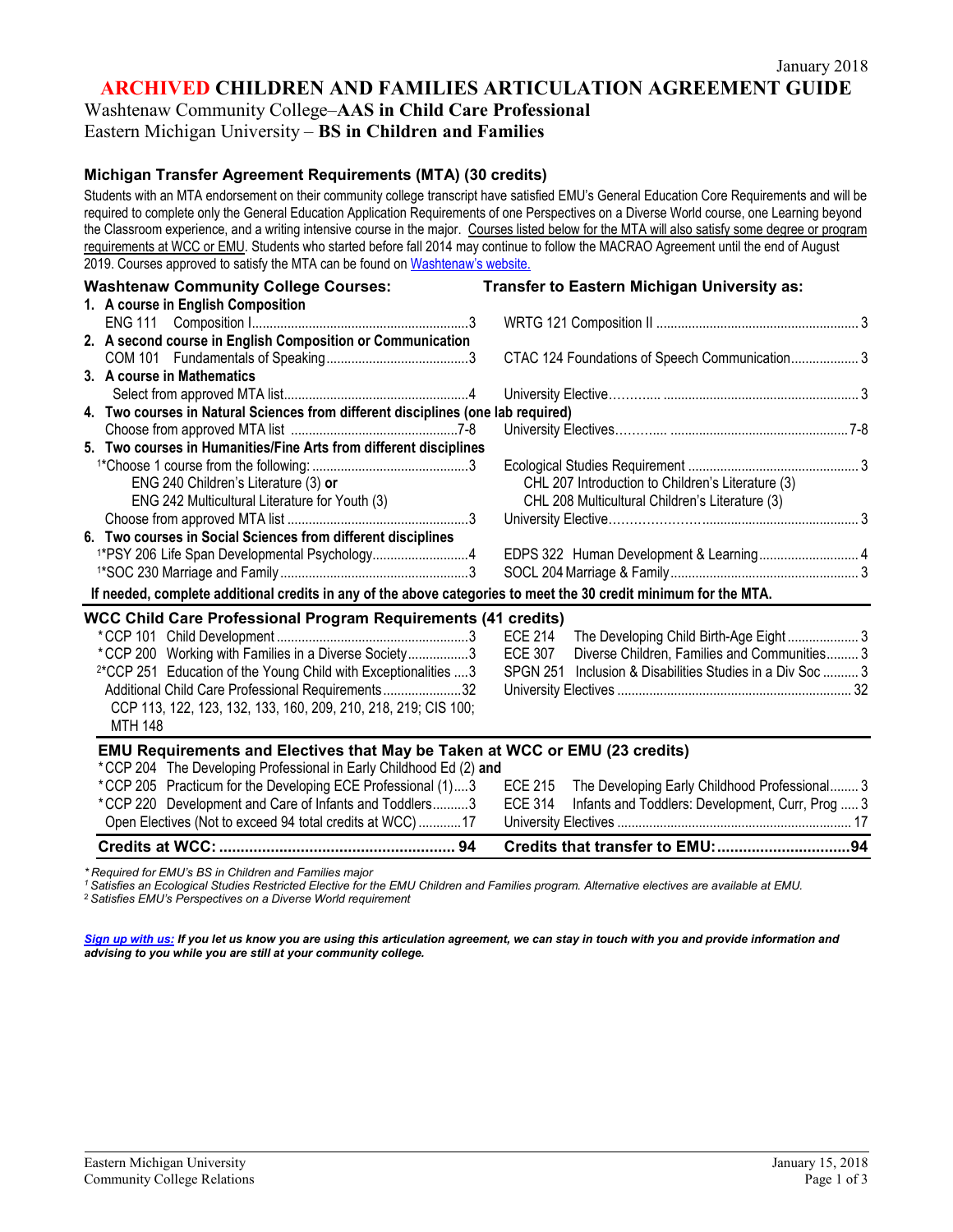January 2018

# ARCHIVED CHILDREN AND FAMILIES ARTICULATION AGREEMENT GUIDE

Washtenaw Community College–**AAS in Child Care Professional**
Eastern Michigan University – **BS in Children and Families**

## Michigan Transfer Agreement Requirements (MTA) (30 credits)

Students with an MTA endorsement on their community college transcript have satisfied EMU's General Education Core Requirements and will be required to complete only the General Education Application Requirements of one Perspectives on a Diverse World course, one Learning beyond the Classroom experience, and a writing intensive course in the major. Courses listed below for the MTA will also satisfy some degree or program requirements at WCC or EMU. Students who started before fall 2014 may continue to follow the MACRAO Agreement until the end of August 2019. Courses approved to satisfy the MTA can be found on [Washtenaw's website.](Washtenaw's website.)

| Washtenaw Community College Courses: | Transfer to Eastern Michigan University as: |
|---|---|
| **1. A course in English Composition** | |
| ENG 111 Composition I ....3 | WRTG 121 Composition II ....3 |
| **2. A second course in English Composition or Communication** | |
| COM 101 Fundamentals of Speaking ....3 | CTAC 124 Foundations of Speech Communication ....3 |
| **3. A course in Mathematics** | |
| Select from approved MTA list ....4 | University Elective ....3 |
| **4. Two courses in Natural Sciences from different disciplines (one lab required)** | |
| Choose from approved MTA list ....7-8 | University Electives ....7-8 |
| **5. Two courses in Humanities/Fine Arts from different disciplines** | |
| [1]*Choose 1 course from the following: ....3 | Ecological Studies Requirement ....3 |
| ENG 240 Children's Literature (3) **or** | CHL 207 Introduction to Children's Literature (3) |
| ENG 242 Multicultural Literature for Youth (3) | CHL 208 Multicultural Children's Literature (3) |
| Choose from approved MTA list ....3 | University Elective ....3 |
| **6. Two courses in Social Sciences from different disciplines** | |
| [1]*PSY 206 Life Span Developmental Psychology ....4 | EDPS 322 Human Development & Learning ....4 |
| [1]*SOC 230 Marriage and Family ....3 | SOCL 204 Marriage & Family ....3 |

**If needed, complete additional credits in any of the above categories to meet the 30 credit minimum for the MTA.**

## WCC Child Care Professional Program Requirements (41 credits)

| WCC | EMU |
|---|---|
| *CCP 101 Child Development ....3 | ECE 214 The Developing Child Birth-Age Eight ....3 |
| *CCP 200 Working with Families in a Diverse Society ....3 | ECE 307 Diverse Children, Families and Communities ....3 |
| [2]*CCP 251 Education of the Young Child with Exceptionalities ....3 | SPGN 251 Inclusion & Disabilities Studies in a Div Soc ....3 |
| Additional Child Care Professional Requirements ....32<br>CCP 113, 122, 123, 132, 133, 160, 209, 210, 218, 219; CIS 100; MTH 148 | University Electives ....32 |

## EMU Requirements and Electives that May be Taken at WCC or EMU (23 credits)

| WCC | EMU |
|---|---|
| *CCP 204 The Developing Professional in Early Childhood Ed (2) **and**<br>*CCP 205 Practicum for the Developing ECE Professional (1) ....3 | ECE 215 The Developing Early Childhood Professional ....3 |
| *CCP 220 Development and Care of Infants and Toddlers ....3 | ECE 314 Infants and Toddlers: Development, Curr, Prog ....3 |
| Open Electives (Not to exceed 94 total credits at WCC) ....17 | University Electives ....17 |
| **Credits at WCC: ....94** | **Credits that transfer to EMU: ....94** |

*\* Required for EMU's BS in Children and Families major*
*[1] Satisfies an Ecological Studies Restricted Elective for the EMU Children and Families program. Alternative electives are available at EMU.*
*[2] Satisfies EMU's Perspectives on a Diverse World requirement*

***Sign up with us:** If you let us know you are using this articulation agreement, we can stay in touch with you and provide information and advising to you while you are still at your community college.*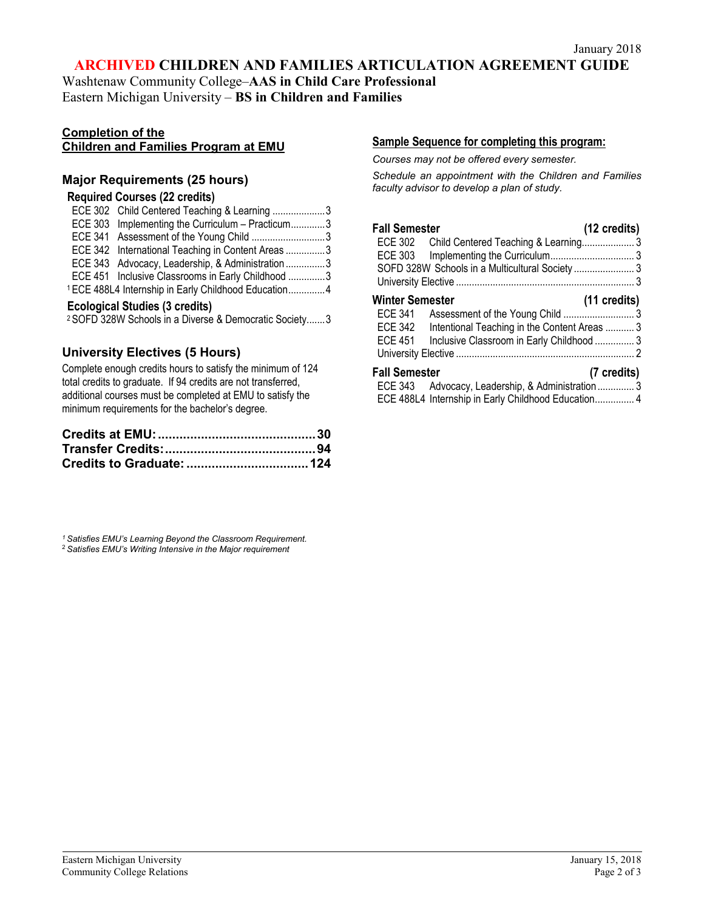January 2018

# ARCHIVED CHILDREN AND FAMILIES ARTICULATION AGREEMENT GUIDE

Washtenaw Community College–**AAS in Child Care Professional**
Eastern Michigan University – **BS in Children and Families**

## Completion of the Children and Families Program at EMU

### Major Requirements (25 hours)

**Required Courses (22 credits)**

| Course | Title | Credits |
|---|---|---|
| ECE 302 | Child Centered Teaching & Learning | 3 |
| ECE 303 | Implementing the Curriculum – Practicum | 3 |
| ECE 341 | Assessment of the Young Child | 3 |
| ECE 342 | International Teaching in Content Areas | 3 |
| ECE 343 | Advocacy, Leadership, & Administration | 3 |
| ECE 451 | Inclusive Classrooms in Early Childhood | 3 |
| [1] ECE 488L4 | Internship in Early Childhood Education | 4 |

**Ecological Studies (3 credits)**

| Course | Title | Credits |
|---|---|---|
| [2] SOFD 328W | Schools in a Diverse & Democratic Society | 3 |

### University Electives (5 Hours)

Complete enough credits hours to satisfy the minimum of 124 total credits to graduate. If 94 credits are not transferred, additional courses must be completed at EMU to satisfy the minimum requirements for the bachelor's degree.

| | |
|---|---|
| **Credits at EMU:** | **30** |
| **Transfer Credits:** | **94** |
| **Credits to Graduate:** | **124** |

*[1] Satisfies EMU's Learning Beyond the Classroom Requirement.*
*[2] Satisfies EMU's Writing Intensive in the Major requirement*

## Sample Sequence for completing this program:

*Courses may not be offered every semester.*

*Schedule an appointment with the Children and Families faculty advisor to develop a plan of study.*

**Fall Semester (12 credits)**

| Course | Title | Credits |
|---|---|---|
| ECE 302 | Child Centered Teaching & Learning | 3 |
| ECE 303 | Implementing the Curriculum | 3 |
| SOFD 328W | Schools in a Multicultural Society | 3 |
| | University Elective | 3 |

**Winter Semester (11 credits)**

| Course | Title | Credits |
|---|---|---|
| ECE 341 | Assessment of the Young Child | 3 |
| ECE 342 | Intentional Teaching in the Content Areas | 3 |
| ECE 451 | Inclusive Classroom in Early Childhood | 3 |
| | University Elective | 2 |

**Fall Semester (7 credits)**

| Course | Title | Credits |
|---|---|---|
| ECE 343 | Advocacy, Leadership, & Administration | 3 |
| ECE 488L4 | Internship in Early Childhood Education | 4 |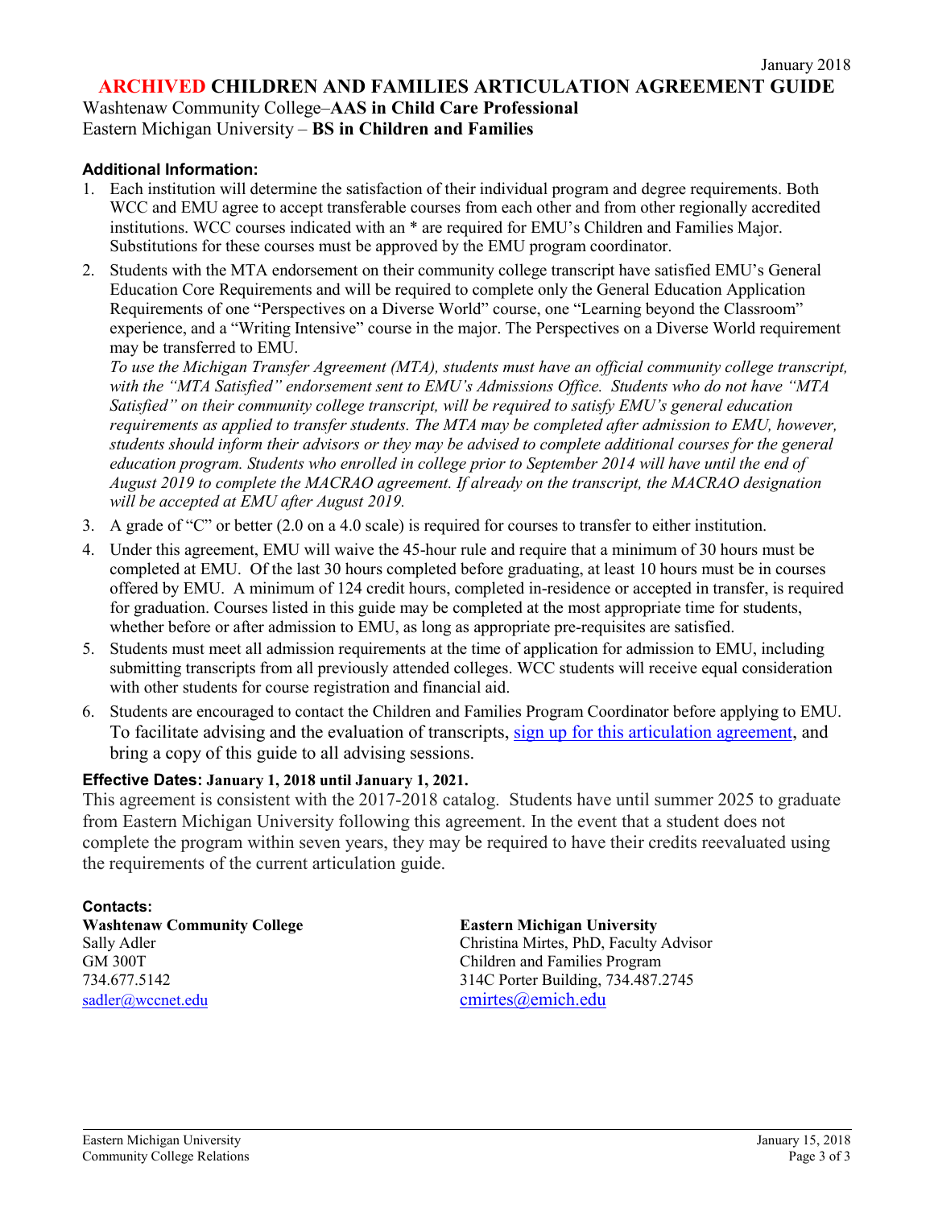January 2018

# ARCHIVED CHILDREN AND FAMILIES ARTICULATION AGREEMENT GUIDE

Washtenaw Community College–**AAS in Child Care Professional**
Eastern Michigan University – **BS in Children and Families**

### Additional Information:

1. Each institution will determine the satisfaction of their individual program and degree requirements. Both WCC and EMU agree to accept transferable courses from each other and from other regionally accredited institutions. WCC courses indicated with an * are required for EMU's Children and Families Major. Substitutions for these courses must be approved by the EMU program coordinator.
2. Students with the MTA endorsement on their community college transcript have satisfied EMU's General Education Core Requirements and will be required to complete only the General Education Application Requirements of one "Perspectives on a Diverse World" course, one "Learning beyond the Classroom" experience, and a "Writing Intensive" course in the major. The Perspectives on a Diverse World requirement may be transferred to EMU.
   *To use the Michigan Transfer Agreement (MTA), students must have an official community college transcript, with the "MTA Satisfied" endorsement sent to EMU's Admissions Office. Students who do not have "MTA Satisfied" on their community college transcript, will be required to satisfy EMU's general education requirements as applied to transfer students. The MTA may be completed after admission to EMU, however, students should inform their advisors or they may be advised to complete additional courses for the general education program. Students who enrolled in college prior to September 2014 will have until the end of August 2019 to complete the MACRAO agreement. If already on the transcript, the MACRAO designation will be accepted at EMU after August 2019.*
3. A grade of "C" or better (2.0 on a 4.0 scale) is required for courses to transfer to either institution.
4. Under this agreement, EMU will waive the 45-hour rule and require that a minimum of 30 hours must be completed at EMU. Of the last 30 hours completed before graduating, at least 10 hours must be in courses offered by EMU. A minimum of 124 credit hours, completed in-residence or accepted in transfer, is required for graduation. Courses listed in this guide may be completed at the most appropriate time for students, whether before or after admission to EMU, as long as appropriate pre-requisites are satisfied.
5. Students must meet all admission requirements at the time of application for admission to EMU, including submitting transcripts from all previously attended colleges. WCC students will receive equal consideration with other students for course registration and financial aid.
6. Students are encouraged to contact the Children and Families Program Coordinator before applying to EMU. To facilitate advising and the evaluation of transcripts, sign up for this articulation agreement, and bring a copy of this guide to all advising sessions.

### Effective Dates: January 1, 2018 until January 1, 2021.

This agreement is consistent with the 2017-2018 catalog. Students have until summer 2025 to graduate from Eastern Michigan University following this agreement. In the event that a student does not complete the program within seven years, they may be required to have their credits reevaluated using the requirements of the current articulation guide.

### Contacts:

**Washtenaw Community College**
Sally Adler
GM 300T
734.677.5142
sadler@wccnet.edu

**Eastern Michigan University**
Christina Mirtes, PhD, Faculty Advisor
Children and Families Program
314C Porter Building, 734.487.2745
cmirtes@emich.edu